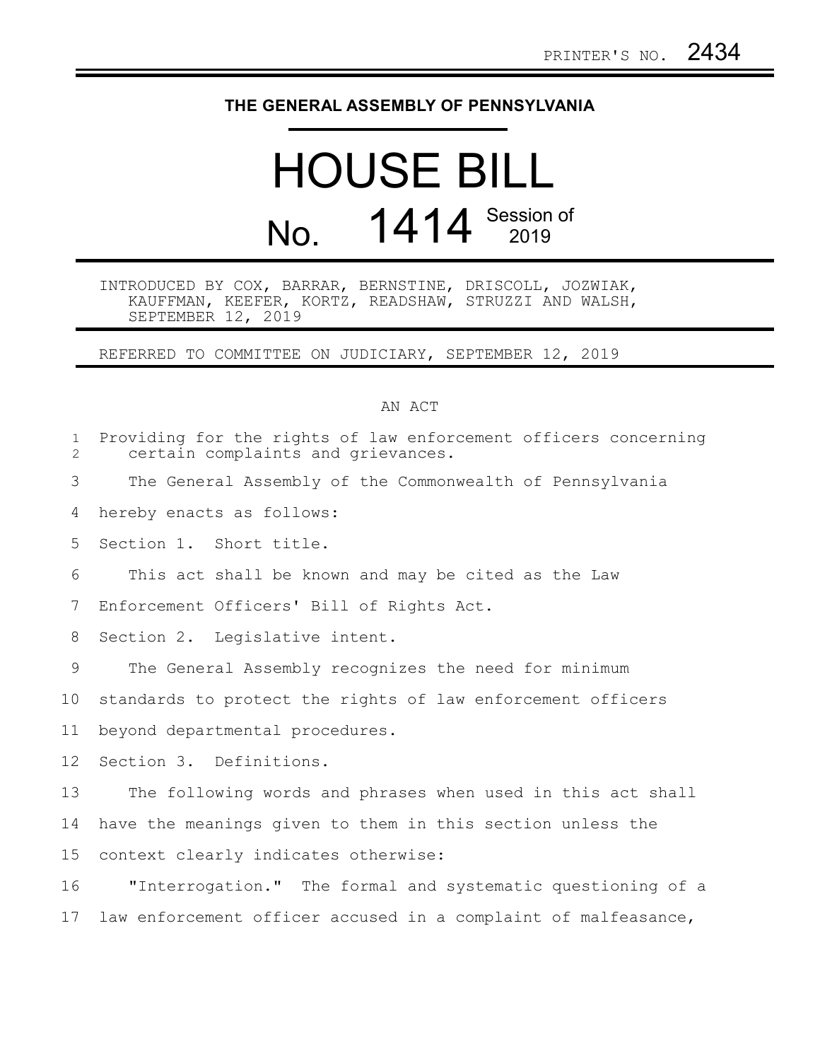PRINTER'S NO. 2434

# THE GENERAL ASSEMBLY OF PENNSYLVANIA

# HOUSE BILL No. 1414 Session of 2019

INTRODUCED BY COX, BARRAR, BERNSTINE, DRISCOLL, JOZWIAK, KAUFFMAN, KEEFER, KORTZ, READSHAW, STRUZZI AND WALSH, SEPTEMBER 12, 2019

REFERRED TO COMMITTEE ON JUDICIARY, SEPTEMBER 12, 2019

## AN ACT

Providing for the rights of law enforcement officers concerning certain complaints and grievances.

The General Assembly of the Commonwealth of Pennsylvania hereby enacts as follows:

Section 1. Short title.

This act shall be known and may be cited as the Law Enforcement Officers' Bill of Rights Act.

Section 2. Legislative intent.

The General Assembly recognizes the need for minimum standards to protect the rights of law enforcement officers beyond departmental procedures.

Section 3. Definitions.

The following words and phrases when used in this act shall have the meanings given to them in this section unless the context clearly indicates otherwise:

"Interrogation." The formal and systematic questioning of a law enforcement officer accused in a complaint of malfeasance,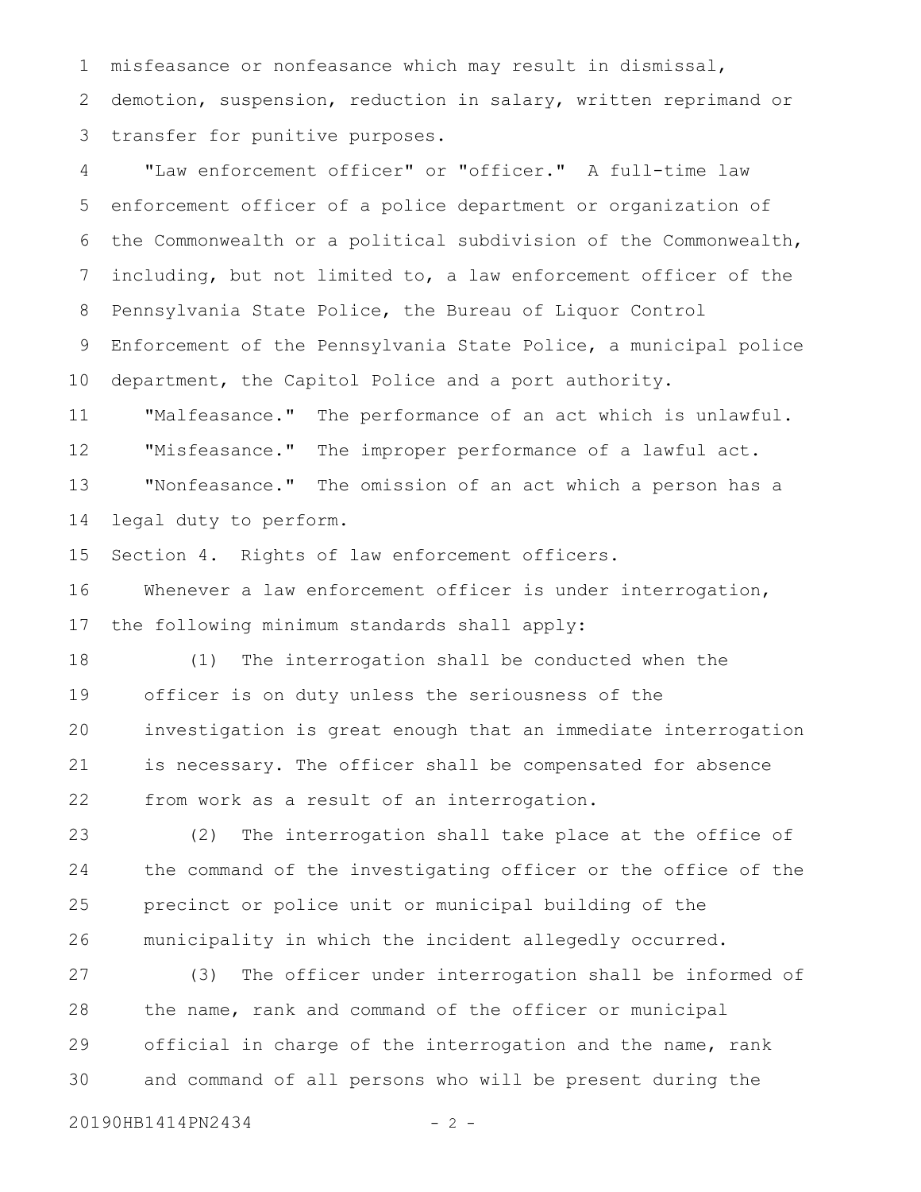misfeasance or nonfeasance which may result in dismissal, demotion, suspension, reduction in salary, written reprimand or transfer for punitive purposes.

"Law enforcement officer" or "officer." A full-time law enforcement officer of a police department or organization of the Commonwealth or a political subdivision of the Commonwealth, including, but not limited to, a law enforcement officer of the Pennsylvania State Police, the Bureau of Liquor Control Enforcement of the Pennsylvania State Police, a municipal police department, the Capitol Police and a port authority.

"Malfeasance." The performance of an act which is unlawful.

"Misfeasance." The improper performance of a lawful act.

"Nonfeasance." The omission of an act which a person has a legal duty to perform.

Section 4. Rights of law enforcement officers.

Whenever a law enforcement officer is under interrogation, the following minimum standards shall apply:

(1) The interrogation shall be conducted when the officer is on duty unless the seriousness of the investigation is great enough that an immediate interrogation is necessary. The officer shall be compensated for absence from work as a result of an interrogation.

(2) The interrogation shall take place at the office of the command of the investigating officer or the office of the precinct or police unit or municipal building of the municipality in which the incident allegedly occurred.

(3) The officer under interrogation shall be informed of the name, rank and command of the officer or municipal official in charge of the interrogation and the name, rank and command of all persons who will be present during the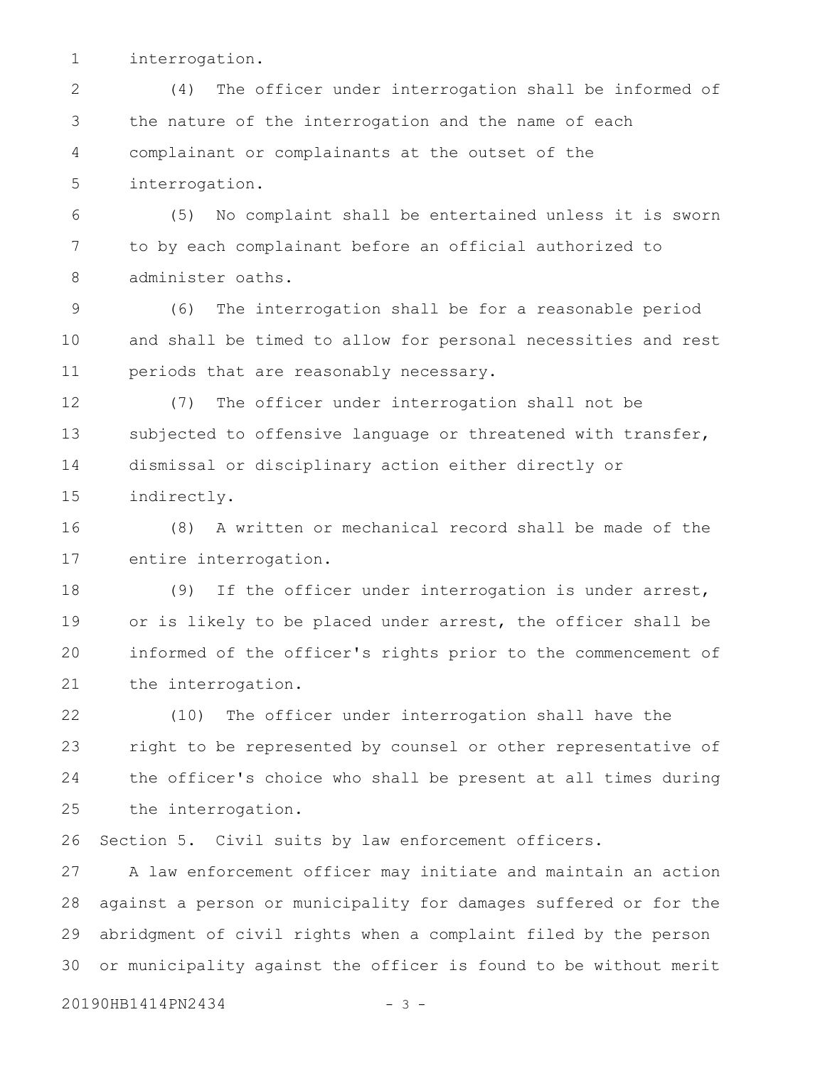interrogation.

(4) The officer under interrogation shall be informed of the nature of the interrogation and the name of each complainant or complainants at the outset of the interrogation.

(5) No complaint shall be entertained unless it is sworn to by each complainant before an official authorized to administer oaths.

(6) The interrogation shall be for a reasonable period and shall be timed to allow for personal necessities and rest periods that are reasonably necessary.

(7) The officer under interrogation shall not be subjected to offensive language or threatened with transfer, dismissal or disciplinary action either directly or indirectly.

(8) A written or mechanical record shall be made of the entire interrogation.

(9) If the officer under interrogation is under arrest, or is likely to be placed under arrest, the officer shall be informed of the officer's rights prior to the commencement of the interrogation.

(10) The officer under interrogation shall have the right to be represented by counsel or other representative of the officer's choice who shall be present at all times during the interrogation.

Section 5. Civil suits by law enforcement officers.

A law enforcement officer may initiate and maintain an action against a person or municipality for damages suffered or for the abridgment of civil rights when a complaint filed by the person or municipality against the officer is found to be without merit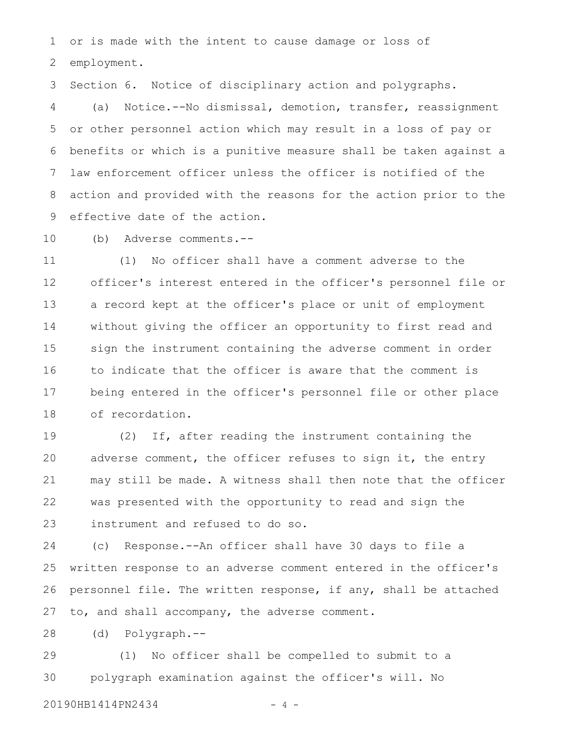or is made with the intent to cause damage or loss of employment.

Section 6. Notice of disciplinary action and polygraphs.

(a) Notice.--No dismissal, demotion, transfer, reassignment or other personnel action which may result in a loss of pay or benefits or which is a punitive measure shall be taken against a law enforcement officer unless the officer is notified of the action and provided with the reasons for the action prior to the effective date of the action.

(b) Adverse comments.--

(1) No officer shall have a comment adverse to the officer's interest entered in the officer's personnel file or a record kept at the officer's place or unit of employment without giving the officer an opportunity to first read and sign the instrument containing the adverse comment in order to indicate that the officer is aware that the comment is being entered in the officer's personnel file or other place of recordation.

(2) If, after reading the instrument containing the adverse comment, the officer refuses to sign it, the entry may still be made. A witness shall then note that the officer was presented with the opportunity to read and sign the instrument and refused to do so.

(c) Response.--An officer shall have 30 days to file a written response to an adverse comment entered in the officer's personnel file. The written response, if any, shall be attached to, and shall accompany, the adverse comment.

(d) Polygraph.--

(1) No officer shall be compelled to submit to a polygraph examination against the officer's will. No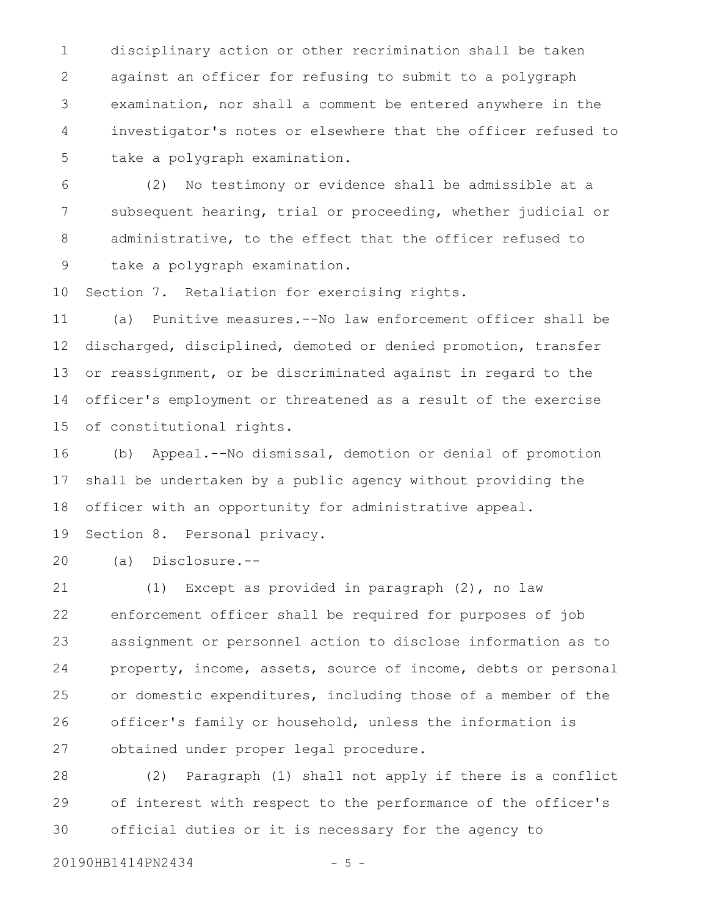disciplinary action or other recrimination shall be taken against an officer for refusing to submit to a polygraph examination, nor shall a comment be entered anywhere in the investigator's notes or elsewhere that the officer refused to take a polygraph examination.

(2) No testimony or evidence shall be admissible at a subsequent hearing, trial or proceeding, whether judicial or administrative, to the effect that the officer refused to take a polygraph examination.

Section 7. Retaliation for exercising rights.

(a) Punitive measures.--No law enforcement officer shall be discharged, disciplined, demoted or denied promotion, transfer or reassignment, or be discriminated against in regard to the officer's employment or threatened as a result of the exercise of constitutional rights.

(b) Appeal.--No dismissal, demotion or denial of promotion shall be undertaken by a public agency without providing the officer with an opportunity for administrative appeal.

Section 8. Personal privacy.

(a) Disclosure.--

(1) Except as provided in paragraph (2), no law enforcement officer shall be required for purposes of job assignment or personnel action to disclose information as to property, income, assets, source of income, debts or personal or domestic expenditures, including those of a member of the officer's family or household, unless the information is obtained under proper legal procedure.

(2) Paragraph (1) shall not apply if there is a conflict of interest with respect to the performance of the officer's official duties or it is necessary for the agency to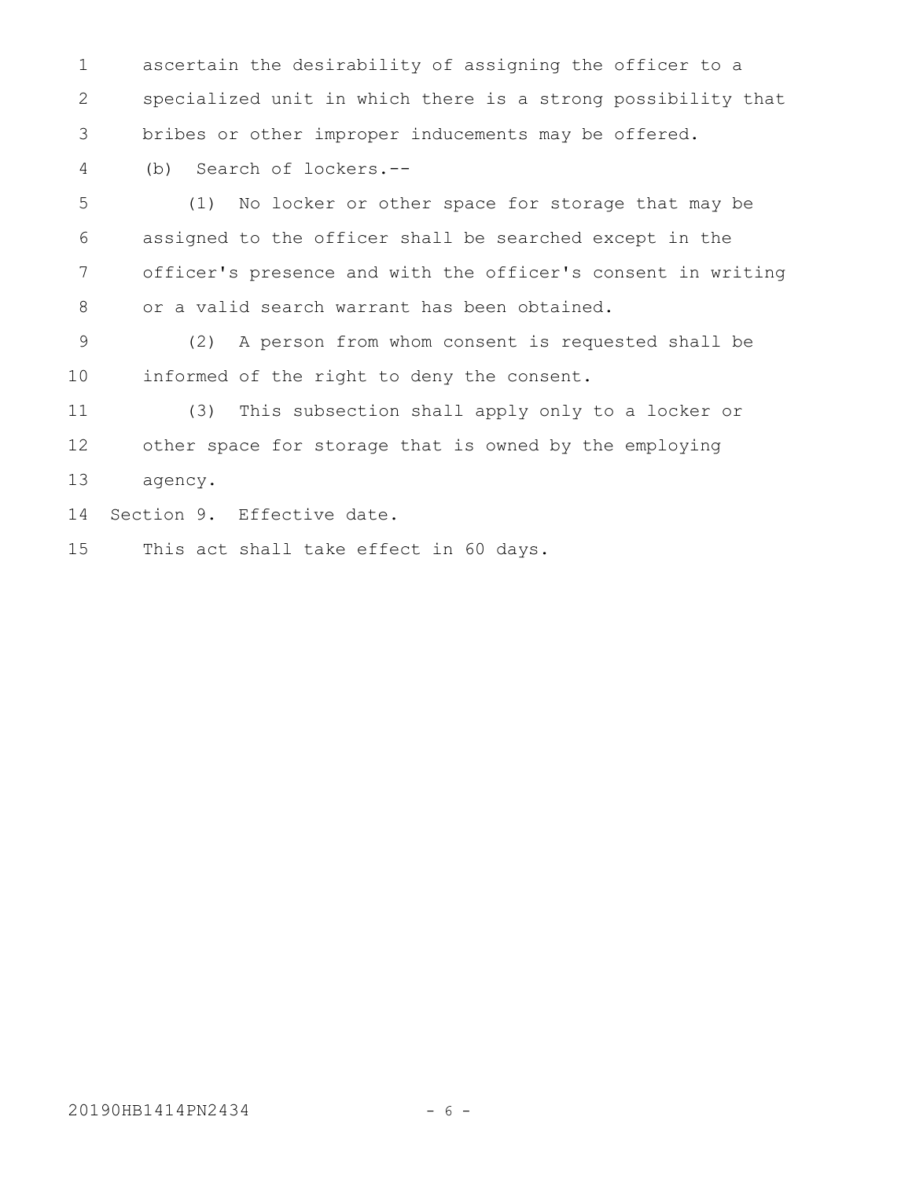ascertain the desirability of assigning the officer to a specialized unit in which there is a strong possibility that bribes or other improper inducements may be offered.

(b) Search of lockers.--

(1) No locker or other space for storage that may be assigned to the officer shall be searched except in the officer's presence and with the officer's consent in writing or a valid search warrant has been obtained.

(2) A person from whom consent is requested shall be informed of the right to deny the consent.

(3) This subsection shall apply only to a locker or other space for storage that is owned by the employing agency.

Section 9. Effective date.

This act shall take effect in 60 days.